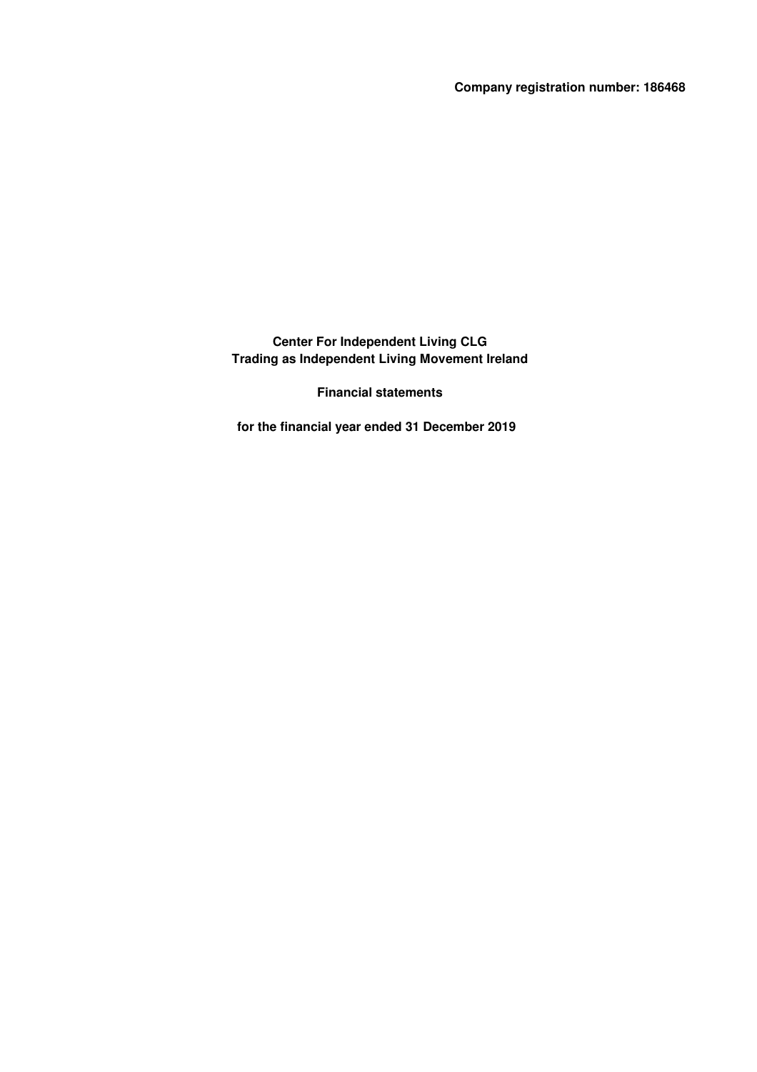**Company registration number: 186468**

# Center For Independent Living CLG
## Trading as Independent Living Movement Ireland

## Financial statements

**for the financial year ended 31 December 2019**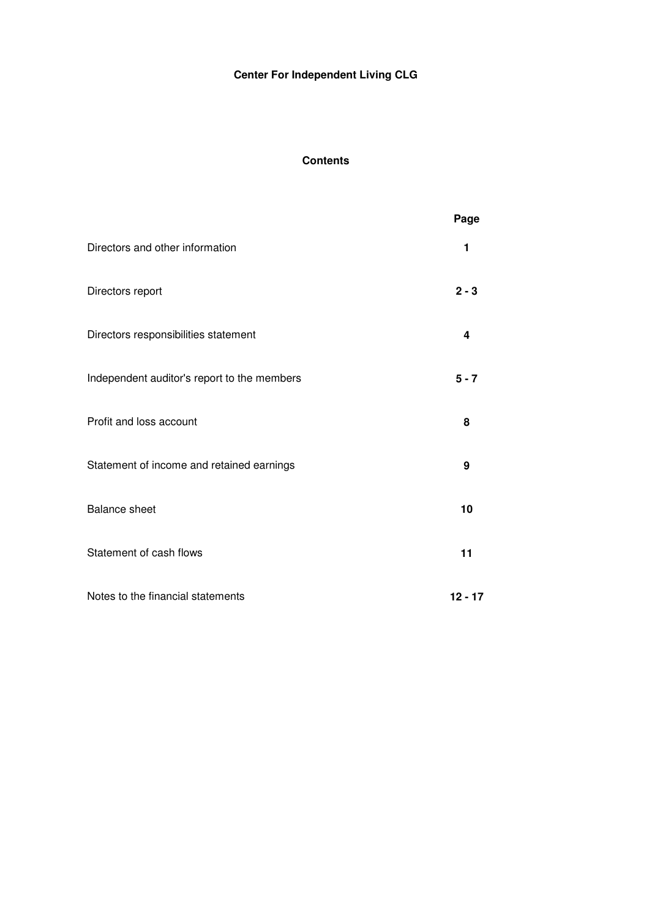# Center For Independent Living CLG

## Contents

| | Page |
|---|---|
| Directors and other information | **1** |
| Directors report | **2 - 3** |
| Directors responsibilities statement | **4** |
| Independent auditor's report to the members | **5 - 7** |
| Profit and loss account | **8** |
| Statement of income and retained earnings | **9** |
| Balance sheet | **10** |
| Statement of cash flows | **11** |
| Notes to the financial statements | **12 - 17** |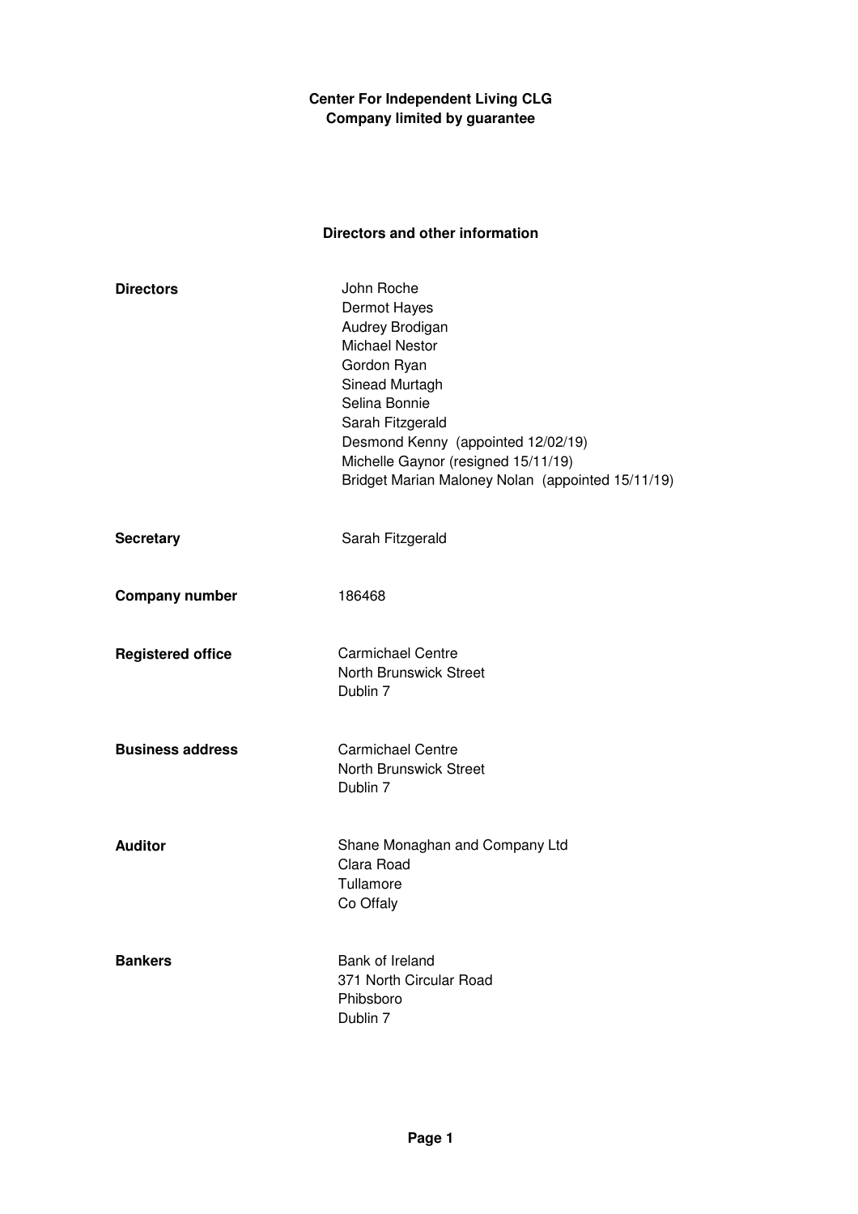**Center For Independent Living CLG**
**Company limited by guarantee**

## Directors and other information

| | |
|---|---|
| **Directors** | John Roche<br>Dermot Hayes<br>Audrey Brodigan<br>Michael Nestor<br>Gordon Ryan<br>Sinead Murtagh<br>Selina Bonnie<br>Sarah Fitzgerald<br>Desmond Kenny (appointed 12/02/19)<br>Michelle Gaynor (resigned 15/11/19)<br>Bridget Marian Maloney Nolan (appointed 15/11/19) |
| **Secretary** | Sarah Fitzgerald |
| **Company number** | 186468 |
| **Registered office** | Carmichael Centre<br>North Brunswick Street<br>Dublin 7 |
| **Business address** | Carmichael Centre<br>North Brunswick Street<br>Dublin 7 |
| **Auditor** | Shane Monaghan and Company Ltd<br>Clara Road<br>Tullamore<br>Co Offaly |
| **Bankers** | Bank of Ireland<br>371 North Circular Road<br>Phibsboro<br>Dublin 7 |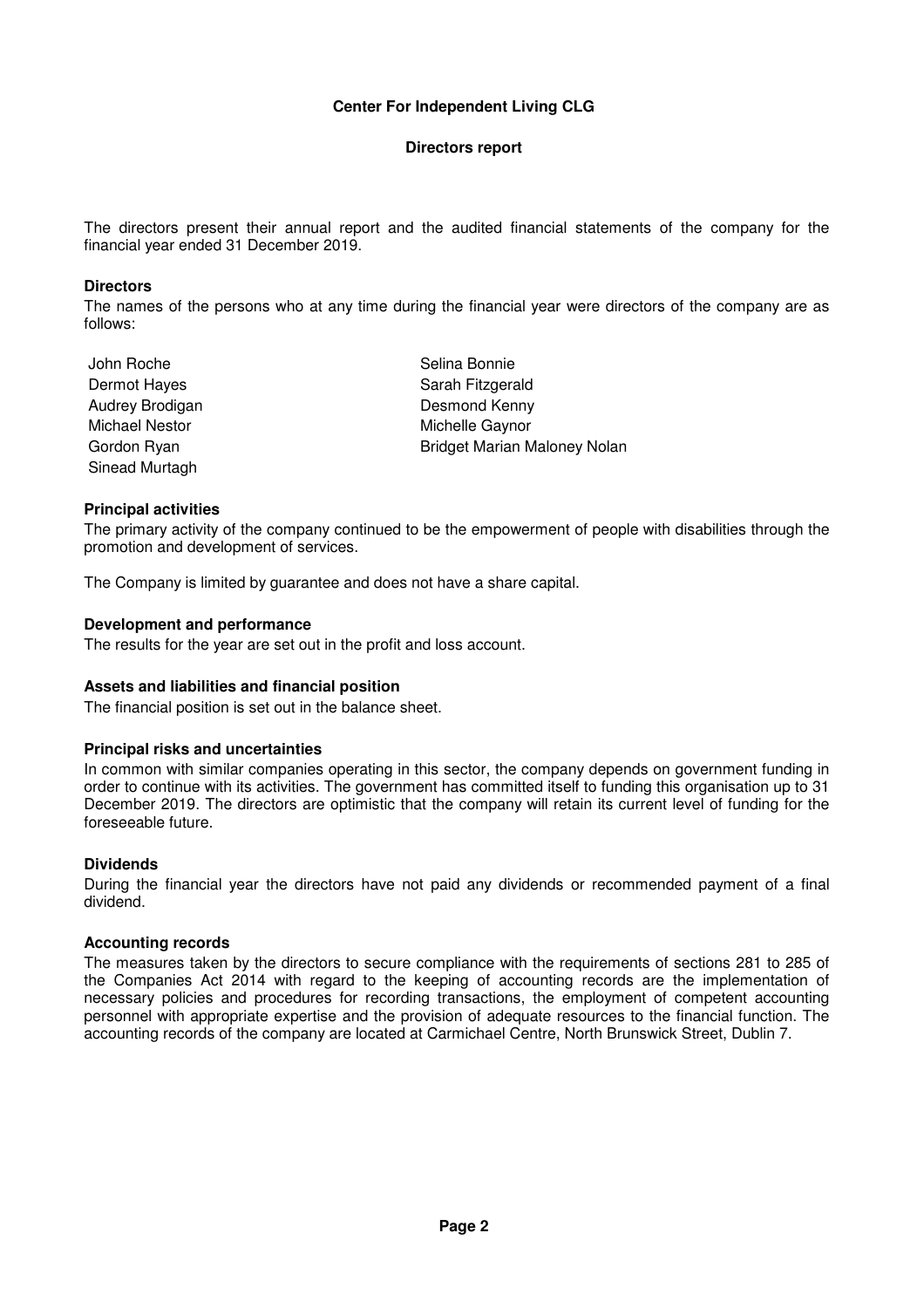**Center For Independent Living CLG**

**Directors report**

The directors present their annual report and the audited financial statements of the company for the financial year ended 31 December 2019.

## Directors

The names of the persons who at any time during the financial year were directors of the company are as follows:

John Roche
Dermot Hayes
Audrey Brodigan
Michael Nestor
Gordon Ryan
Sinead Murtagh
Selina Bonnie
Sarah Fitzgerald
Desmond Kenny
Michelle Gaynor
Bridget Marian Maloney Nolan

## Principal activities

The primary activity of the company continued to be the empowerment of people with disabilities through the promotion and development of services.

The Company is limited by guarantee and does not have a share capital.

## Development and performance

The results for the year are set out in the profit and loss account.

## Assets and liabilities and financial position

The financial position is set out in the balance sheet.

## Principal risks and uncertainties

In common with similar companies operating in this sector, the company depends on government funding in order to continue with its activities. The government has committed itself to funding this organisation up to 31 December 2019. The directors are optimistic that the company will retain its current level of funding for the foreseeable future.

## Dividends

During the financial year the directors have not paid any dividends or recommended payment of a final dividend.

## Accounting records

The measures taken by the directors to secure compliance with the requirements of sections 281 to 285 of the Companies Act 2014 with regard to the keeping of accounting records are the implementation of necessary policies and procedures for recording transactions, the employment of competent accounting personnel with appropriate expertise and the provision of adequate resources to the financial function. The accounting records of the company are located at Carmichael Centre, North Brunswick Street, Dublin 7.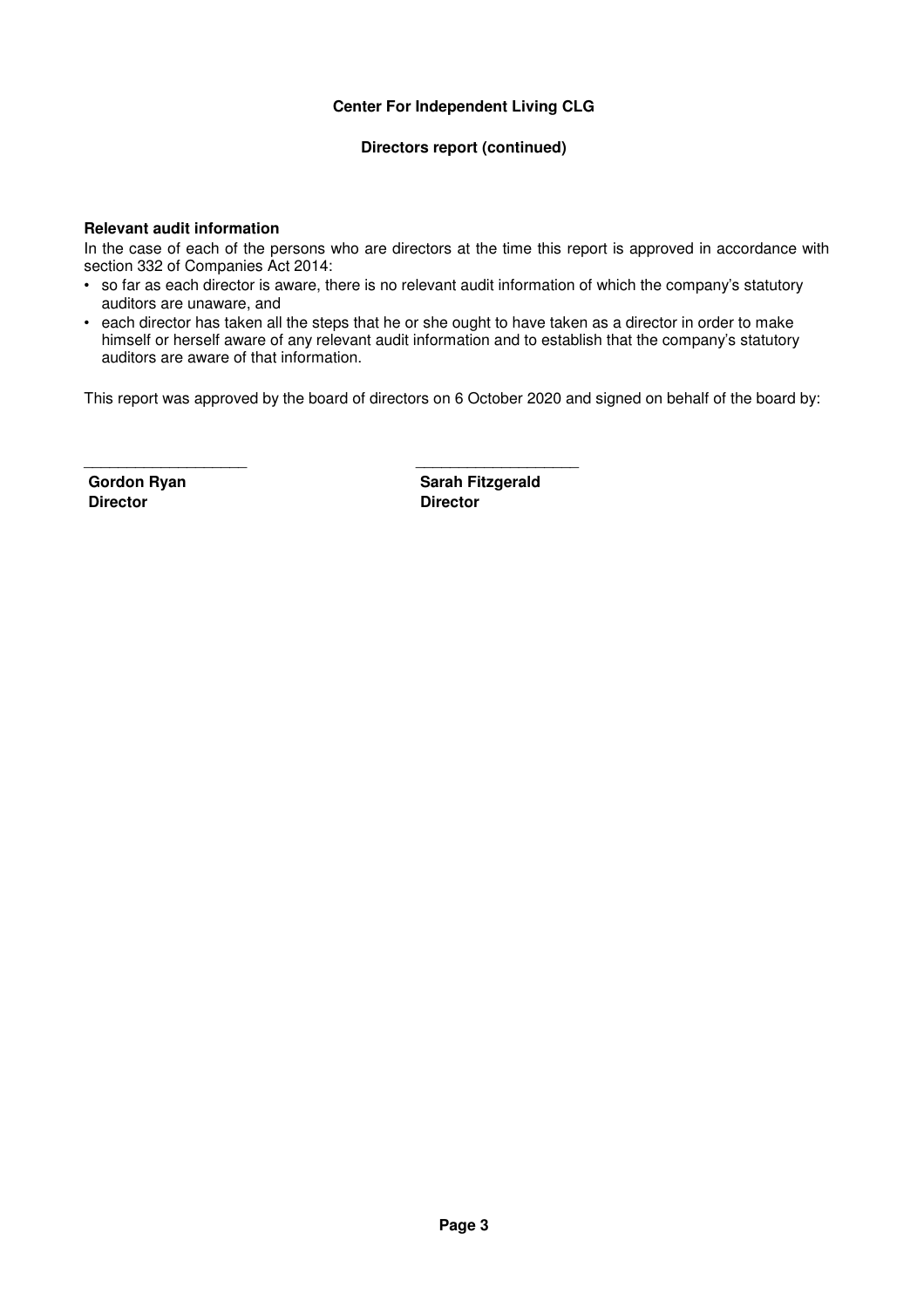**Center For Independent Living CLG**

**Directors report (continued)**

**Relevant audit information**

In the case of each of the persons who are directors at the time this report is approved in accordance with section 332 of Companies Act 2014:

- so far as each director is aware, there is no relevant audit information of which the company's statutory auditors are unaware, and
- each director has taken all the steps that he or she ought to have taken as a director in order to make himself or herself aware of any relevant audit information and to establish that the company's statutory auditors are aware of that information.

This report was approved by the board of directors on 6 October 2020 and signed on behalf of the board by:

| ___________________ | ___________________ |
| --- | --- |
| **Gordon Ryan** | **Sarah Fitzgerald** |
| **Director** | **Director** |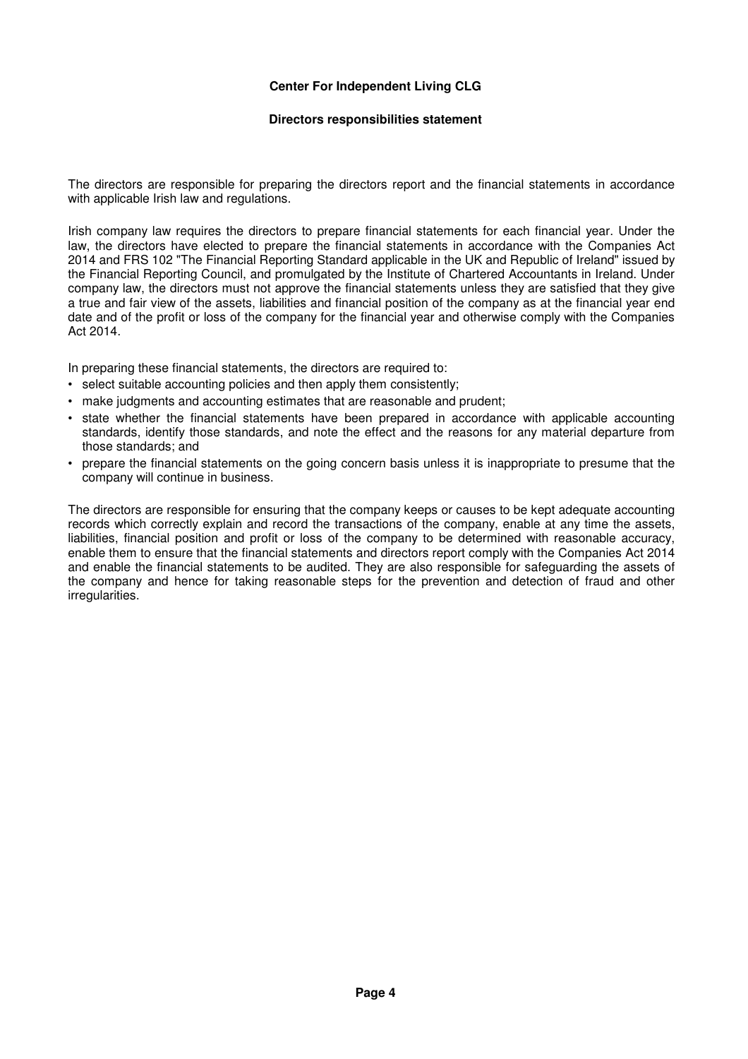**Center For Independent Living CLG**

**Directors responsibilities statement**

The directors are responsible for preparing the directors report and the financial statements in accordance with applicable Irish law and regulations.

Irish company law requires the directors to prepare financial statements for each financial year. Under the law, the directors have elected to prepare the financial statements in accordance with the Companies Act 2014 and FRS 102 "The Financial Reporting Standard applicable in the UK and Republic of Ireland" issued by the Financial Reporting Council, and promulgated by the Institute of Chartered Accountants in Ireland. Under company law, the directors must not approve the financial statements unless they are satisfied that they give a true and fair view of the assets, liabilities and financial position of the company as at the financial year end date and of the profit or loss of the company for the financial year and otherwise comply with the Companies Act 2014.

In preparing these financial statements, the directors are required to:

- select suitable accounting policies and then apply them consistently;
- make judgments and accounting estimates that are reasonable and prudent;
- state whether the financial statements have been prepared in accordance with applicable accounting standards, identify those standards, and note the effect and the reasons for any material departure from those standards; and
- prepare the financial statements on the going concern basis unless it is inappropriate to presume that the company will continue in business.

The directors are responsible for ensuring that the company keeps or causes to be kept adequate accounting records which correctly explain and record the transactions of the company, enable at any time the assets, liabilities, financial position and profit or loss of the company to be determined with reasonable accuracy, enable them to ensure that the financial statements and directors report comply with the Companies Act 2014 and enable the financial statements to be audited. They are also responsible for safeguarding the assets of the company and hence for taking reasonable steps for the prevention and detection of fraud and other irregularities.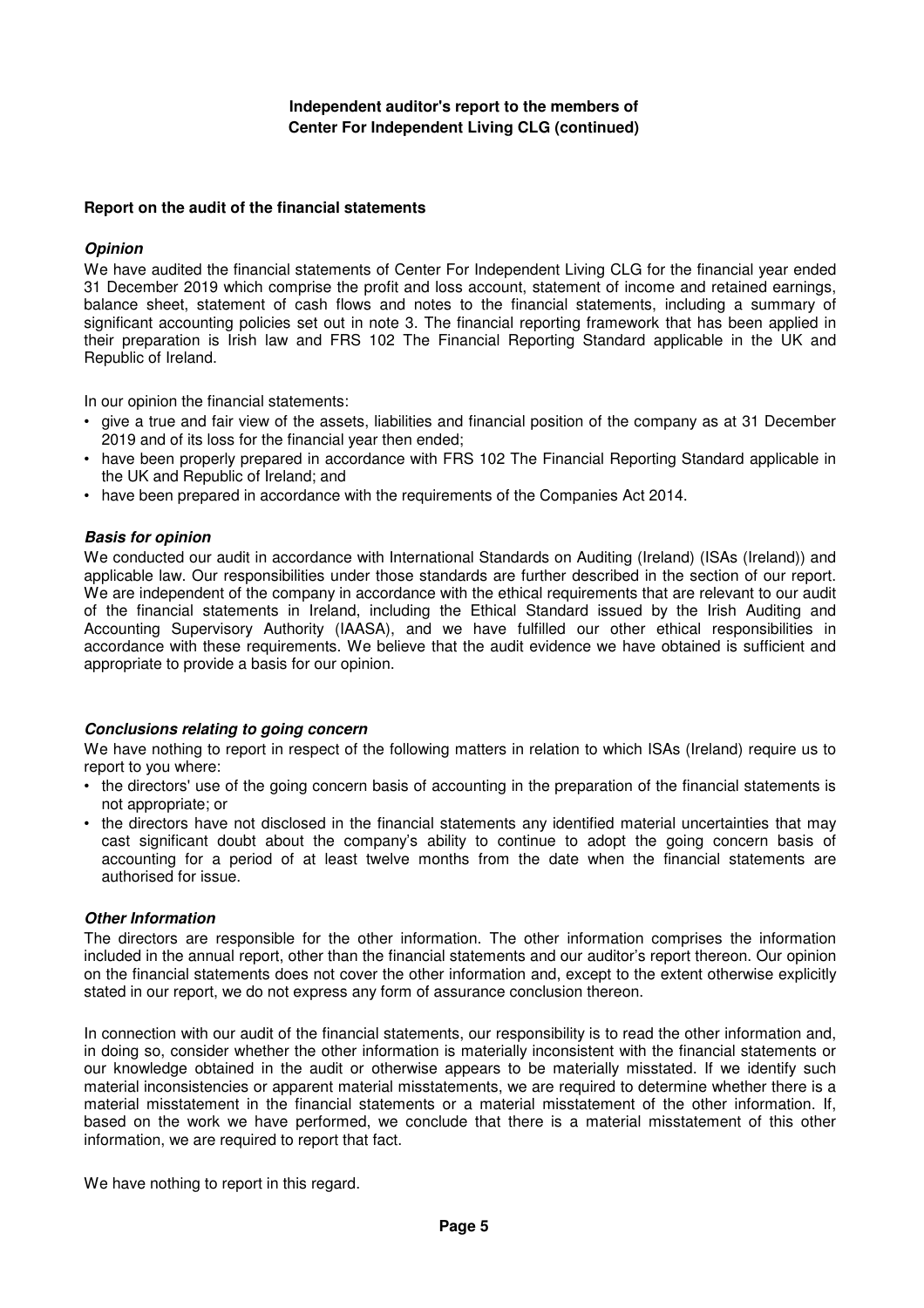**Independent auditor's report to the members of Center For Independent Living CLG (continued)**

**Report on the audit of the financial statements**

***Opinion***

We have audited the financial statements of Center For Independent Living CLG for the financial year ended 31 December 2019 which comprise the profit and loss account, statement of income and retained earnings, balance sheet, statement of cash flows and notes to the financial statements, including a summary of significant accounting policies set out in note 3. The financial reporting framework that has been applied in their preparation is Irish law and FRS 102 The Financial Reporting Standard applicable in the UK and Republic of Ireland.

In our opinion the financial statements:

- give a true and fair view of the assets, liabilities and financial position of the company as at 31 December 2019 and of its loss for the financial year then ended;
- have been properly prepared in accordance with FRS 102 The Financial Reporting Standard applicable in the UK and Republic of Ireland; and
- have been prepared in accordance with the requirements of the Companies Act 2014.

***Basis for opinion***

We conducted our audit in accordance with International Standards on Auditing (Ireland) (ISAs (Ireland)) and applicable law. Our responsibilities under those standards are further described in the section of our report. We are independent of the company in accordance with the ethical requirements that are relevant to our audit of the financial statements in Ireland, including the Ethical Standard issued by the Irish Auditing and Accounting Supervisory Authority (IAASA), and we have fulfilled our other ethical responsibilities in accordance with these requirements. We believe that the audit evidence we have obtained is sufficient and appropriate to provide a basis for our opinion.

***Conclusions relating to going concern***

We have nothing to report in respect of the following matters in relation to which ISAs (Ireland) require us to report to you where:

- the directors' use of the going concern basis of accounting in the preparation of the financial statements is not appropriate; or
- the directors have not disclosed in the financial statements any identified material uncertainties that may cast significant doubt about the company's ability to continue to adopt the going concern basis of accounting for a period of at least twelve months from the date when the financial statements are authorised for issue.

***Other Information***

The directors are responsible for the other information. The other information comprises the information included in the annual report, other than the financial statements and our auditor's report thereon. Our opinion on the financial statements does not cover the other information and, except to the extent otherwise explicitly stated in our report, we do not express any form of assurance conclusion thereon.

In connection with our audit of the financial statements, our responsibility is to read the other information and, in doing so, consider whether the other information is materially inconsistent with the financial statements or our knowledge obtained in the audit or otherwise appears to be materially misstated. If we identify such material inconsistencies or apparent material misstatements, we are required to determine whether there is a material misstatement in the financial statements or a material misstatement of the other information. If, based on the work we have performed, we conclude that there is a material misstatement of this other information, we are required to report that fact.

We have nothing to report in this regard.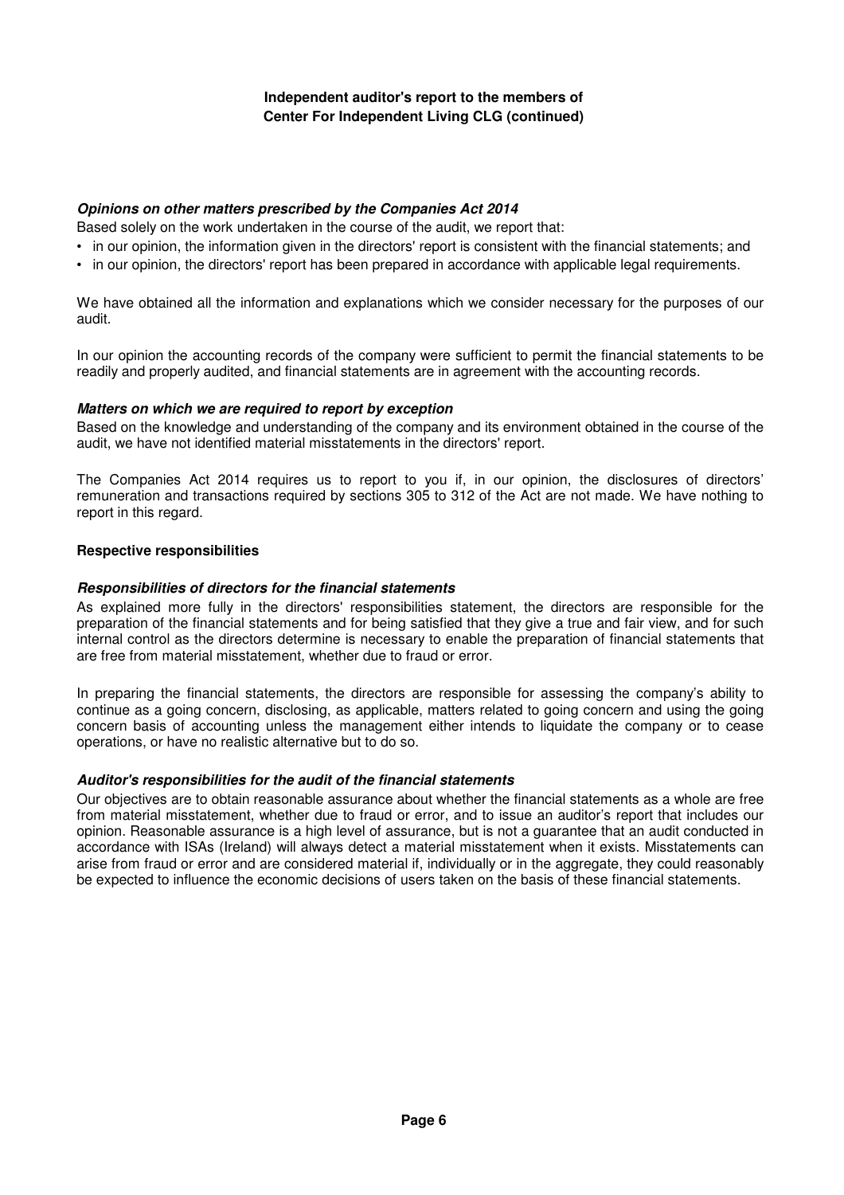**Independent auditor's report to the members of Center For Independent Living CLG (continued)**

***Opinions on other matters prescribed by the Companies Act 2014***

Based solely on the work undertaken in the course of the audit, we report that:

- in our opinion, the information given in the directors' report is consistent with the financial statements; and
- in our opinion, the directors' report has been prepared in accordance with applicable legal requirements.

We have obtained all the information and explanations which we consider necessary for the purposes of our audit.

In our opinion the accounting records of the company were sufficient to permit the financial statements to be readily and properly audited, and financial statements are in agreement with the accounting records.

***Matters on which we are required to report by exception***

Based on the knowledge and understanding of the company and its environment obtained in the course of the audit, we have not identified material misstatements in the directors' report.

The Companies Act 2014 requires us to report to you if, in our opinion, the disclosures of directors' remuneration and transactions required by sections 305 to 312 of the Act are not made. We have nothing to report in this regard.

**Respective responsibilities**

***Responsibilities of directors for the financial statements***

As explained more fully in the directors' responsibilities statement, the directors are responsible for the preparation of the financial statements and for being satisfied that they give a true and fair view, and for such internal control as the directors determine is necessary to enable the preparation of financial statements that are free from material misstatement, whether due to fraud or error.

In preparing the financial statements, the directors are responsible for assessing the company's ability to continue as a going concern, disclosing, as applicable, matters related to going concern and using the going concern basis of accounting unless the management either intends to liquidate the company or to cease operations, or have no realistic alternative but to do so.

***Auditor's responsibilities for the audit of the financial statements***

Our objectives are to obtain reasonable assurance about whether the financial statements as a whole are free from material misstatement, whether due to fraud or error, and to issue an auditor's report that includes our opinion. Reasonable assurance is a high level of assurance, but is not a guarantee that an audit conducted in accordance with ISAs (Ireland) will always detect a material misstatement when it exists. Misstatements can arise from fraud or error and are considered material if, individually or in the aggregate, they could reasonably be expected to influence the economic decisions of users taken on the basis of these financial statements.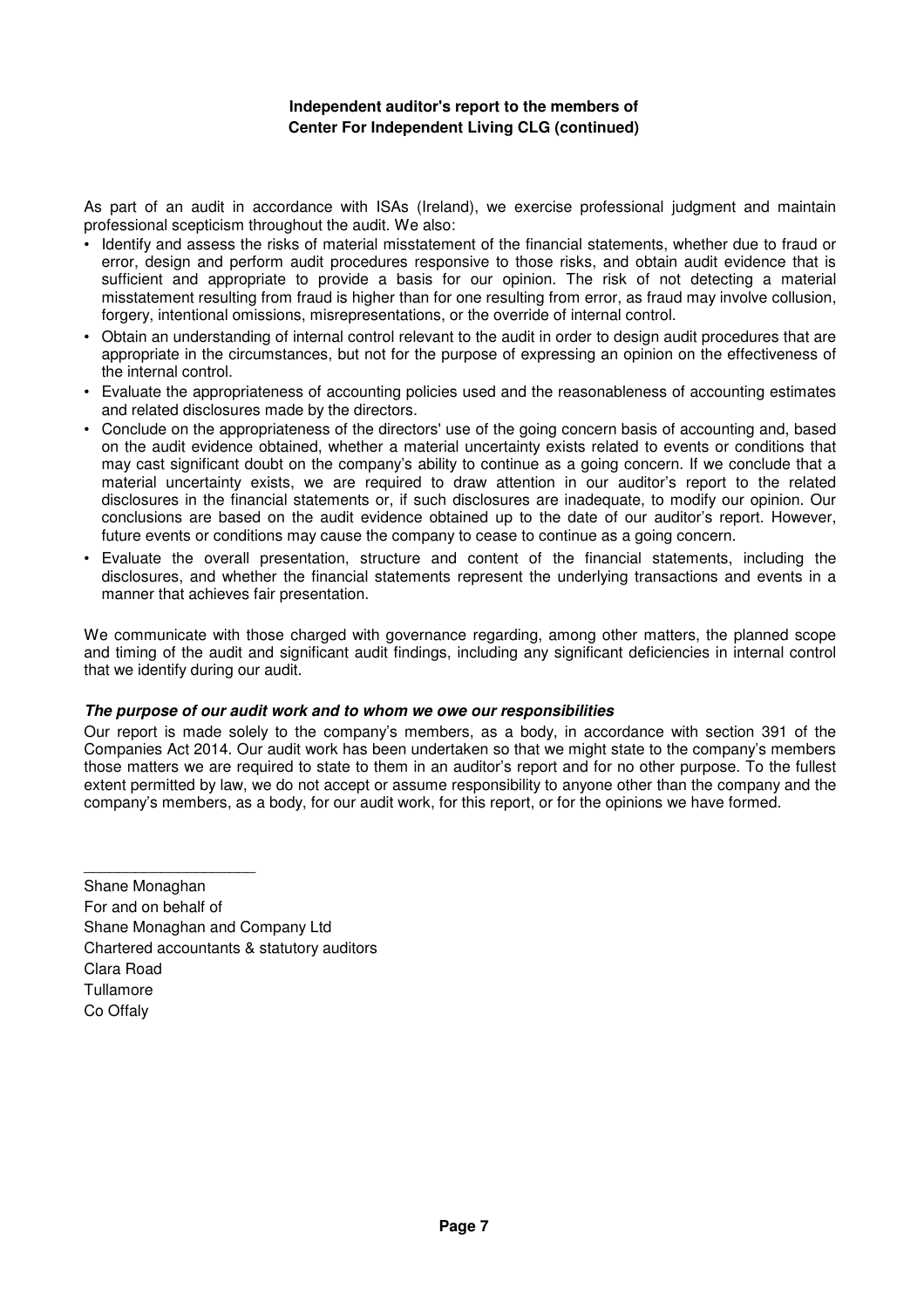**Independent auditor's report to the members of Center For Independent Living CLG (continued)**

As part of an audit in accordance with ISAs (Ireland), we exercise professional judgment and maintain professional scepticism throughout the audit. We also:

- Identify and assess the risks of material misstatement of the financial statements, whether due to fraud or error, design and perform audit procedures responsive to those risks, and obtain audit evidence that is sufficient and appropriate to provide a basis for our opinion. The risk of not detecting a material misstatement resulting from fraud is higher than for one resulting from error, as fraud may involve collusion, forgery, intentional omissions, misrepresentations, or the override of internal control.
- Obtain an understanding of internal control relevant to the audit in order to design audit procedures that are appropriate in the circumstances, but not for the purpose of expressing an opinion on the effectiveness of the internal control.
- Evaluate the appropriateness of accounting policies used and the reasonableness of accounting estimates and related disclosures made by the directors.
- Conclude on the appropriateness of the directors' use of the going concern basis of accounting and, based on the audit evidence obtained, whether a material uncertainty exists related to events or conditions that may cast significant doubt on the company's ability to continue as a going concern. If we conclude that a material uncertainty exists, we are required to draw attention in our auditor's report to the related disclosures in the financial statements or, if such disclosures are inadequate, to modify our opinion. Our conclusions are based on the audit evidence obtained up to the date of our auditor's report. However, future events or conditions may cause the company to cease to continue as a going concern.
- Evaluate the overall presentation, structure and content of the financial statements, including the disclosures, and whether the financial statements represent the underlying transactions and events in a manner that achieves fair presentation.

We communicate with those charged with governance regarding, among other matters, the planned scope and timing of the audit and significant audit findings, including any significant deficiencies in internal control that we identify during our audit.

***The purpose of our audit work and to whom we owe our responsibilities***

Our report is made solely to the company's members, as a body, in accordance with section 391 of the Companies Act 2014. Our audit work has been undertaken so that we might state to the company's members those matters we are required to state to them in an auditor's report and for no other purpose. To the fullest extent permitted by law, we do not accept or assume responsibility to anyone other than the company and the company's members, as a body, for our audit work, for this report, or for the opinions we have formed.

\_\_\_\_\_\_\_\_\_\_\_\_\_\_\_\_\_\_\_\_

Shane Monaghan
For and on behalf of
Shane Monaghan and Company Ltd
Chartered accountants & statutory auditors
Clara Road
Tullamore
Co Offaly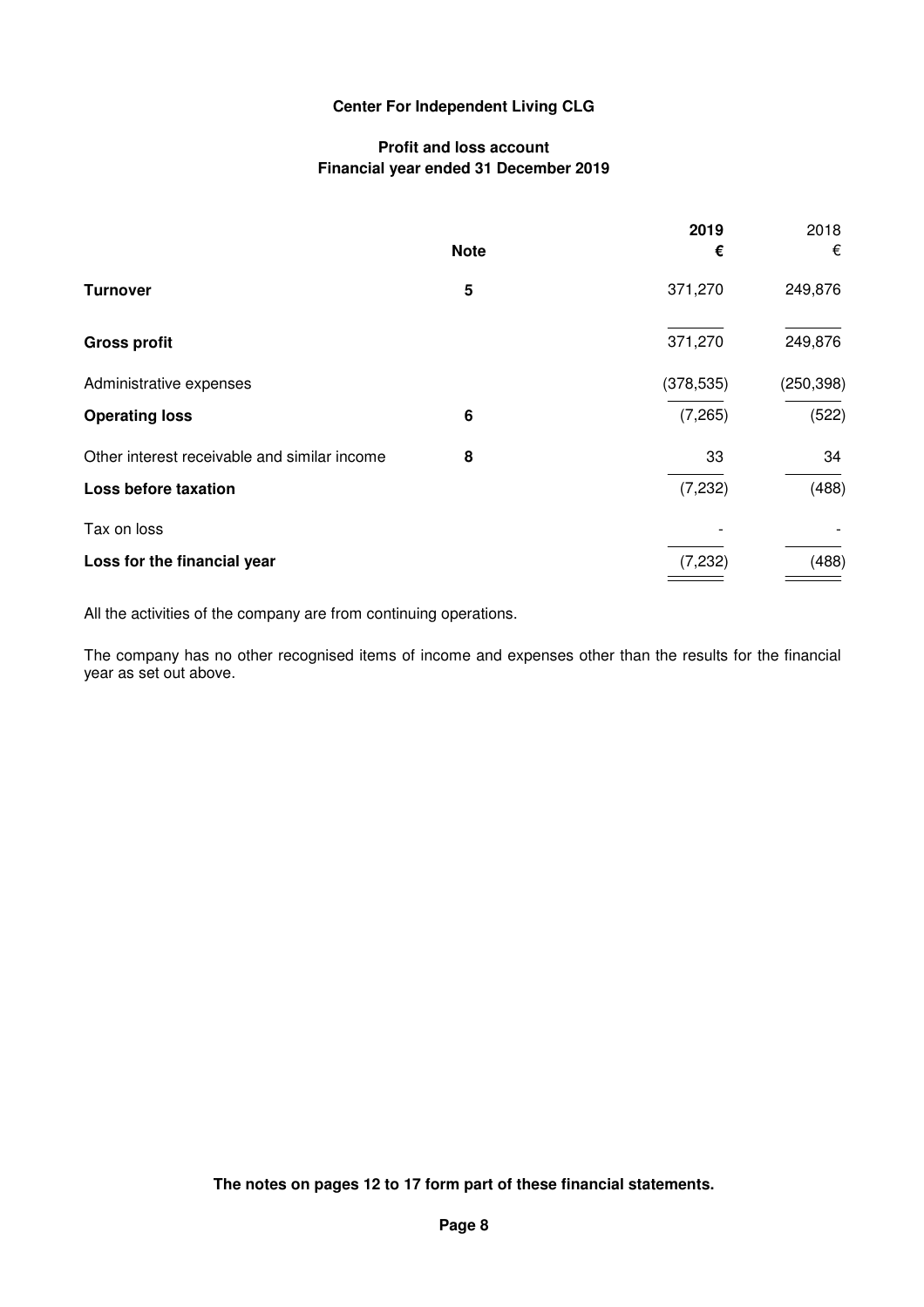# Center For Independent Living CLG

## Profit and loss account
## Financial year ended 31 December 2019

| | Note | 2019 € | 2018 € |
|---|---|---|---|
| **Turnover** | 5 | 371,270 | 249,876 |
| **Gross profit** | | 371,270 | 249,876 |
| Administrative expenses | | (378,535) | (250,398) |
| **Operating loss** | 6 | (7,265) | (522) |
| Other interest receivable and similar income | 8 | 33 | 34 |
| **Loss before taxation** | | (7,232) | (488) |
| Tax on loss | | - | - |
| **Loss for the financial year** | | (7,232) | (488) |

All the activities of the company are from continuing operations.

The company has no other recognised items of income and expenses other than the results for the financial year as set out above.

**The notes on pages 12 to 17 form part of these financial statements.**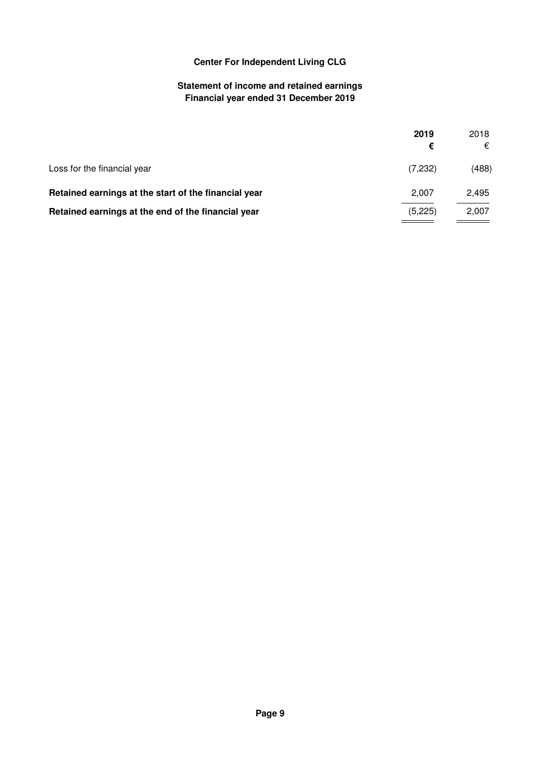**Center For Independent Living CLG**

**Statement of income and retained earnings**
**Financial year ended 31 December 2019**

| | **2019** | 2018 |
|---|---|---|
| | **€** | € |
| Loss for the financial year | (7,232) | (488) |
| **Retained earnings at the start of the financial year** | 2,007 | 2,495 |
| **Retained earnings at the end of the financial year** | (5,225) | 2,007 |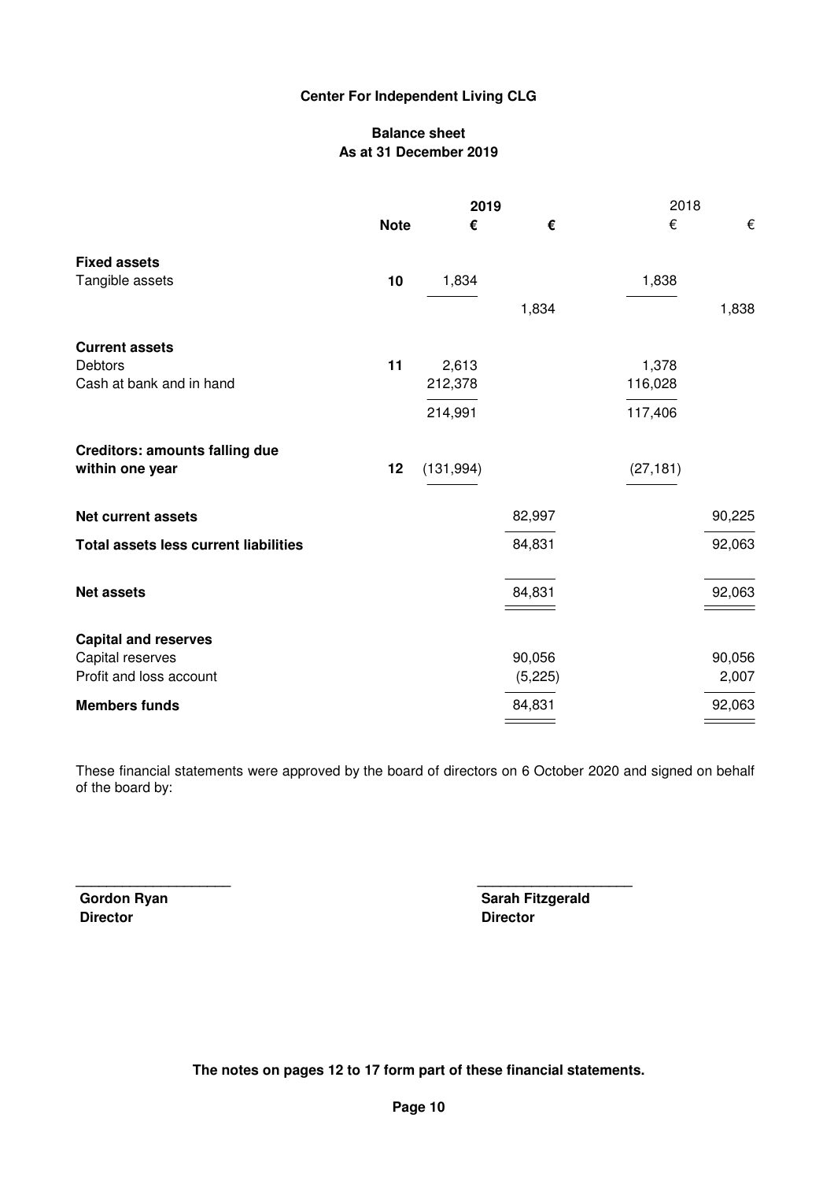**Center For Independent Living CLG**

**Balance sheet**
**As at 31 December 2019**

| | Note | 2019 € | 2019 € | 2018 € | 2018 € |
|---|---|---|---|---|---|
| **Fixed assets** | | | | | |
| Tangible assets | **10** | 1,834 | | 1,838 | |
| | | | 1,834 | | 1,838 |
| **Current assets** | | | | | |
| Debtors | **11** | 2,613 | | 1,378 | |
| Cash at bank and in hand | | 212,378 | | 116,028 | |
| | | 214,991 | | 117,406 | |
| **Creditors: amounts falling due within one year** | **12** | (131,994) | | (27,181) | |
| **Net current assets** | | | 82,997 | | 90,225 |
| **Total assets less current liabilities** | | | 84,831 | | 92,063 |
| **Net assets** | | | 84,831 | | 92,063 |
| **Capital and reserves** | | | | | |
| Capital reserves | | | 90,056 | | 90,056 |
| Profit and loss account | | | (5,225) | | 2,007 |
| **Members funds** | | | 84,831 | | 92,063 |

These financial statements were approved by the board of directors on 6 October 2020 and signed on behalf of the board by:

____________________ 
**Gordon Ryan**
**Director**

____________________ 
**Sarah Fitzgerald**
**Director**

**The notes on pages 12 to 17 form part of these financial statements.**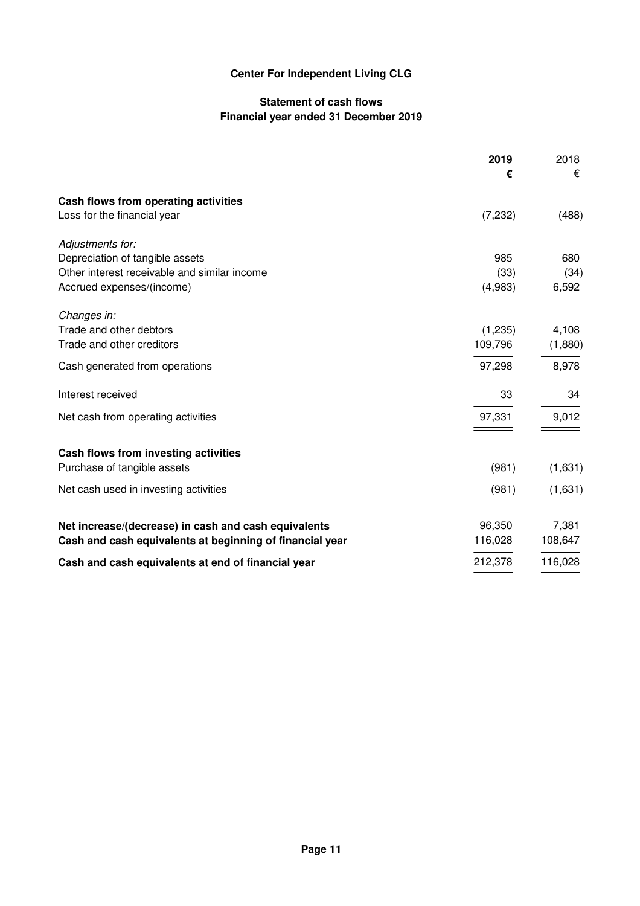# Center For Independent Living CLG

## Statement of cash flows
## Financial year ended 31 December 2019

| | 2019 | 2018 |
|---|---|---|
| | € | € |
| **Cash flows from operating activities** | | |
| Loss for the financial year | (7,232) | (488) |
| *Adjustments for:* | | |
| Depreciation of tangible assets | 985 | 680 |
| Other interest receivable and similar income | (33) | (34) |
| Accrued expenses/(income) | (4,983) | 6,592 |
| *Changes in:* | | |
| Trade and other debtors | (1,235) | 4,108 |
| Trade and other creditors | 109,796 | (1,880) |
| Cash generated from operations | 97,298 | 8,978 |
| Interest received | 33 | 34 |
| Net cash from operating activities | 97,331 | 9,012 |
| **Cash flows from investing activities** | | |
| Purchase of tangible assets | (981) | (1,631) |
| Net cash used in investing activities | (981) | (1,631) |
| **Net increase/(decrease) in cash and cash equivalents** | 96,350 | 7,381 |
| **Cash and cash equivalents at beginning of financial year** | 116,028 | 108,647 |
| **Cash and cash equivalents at end of financial year** | 212,378 | 116,028 |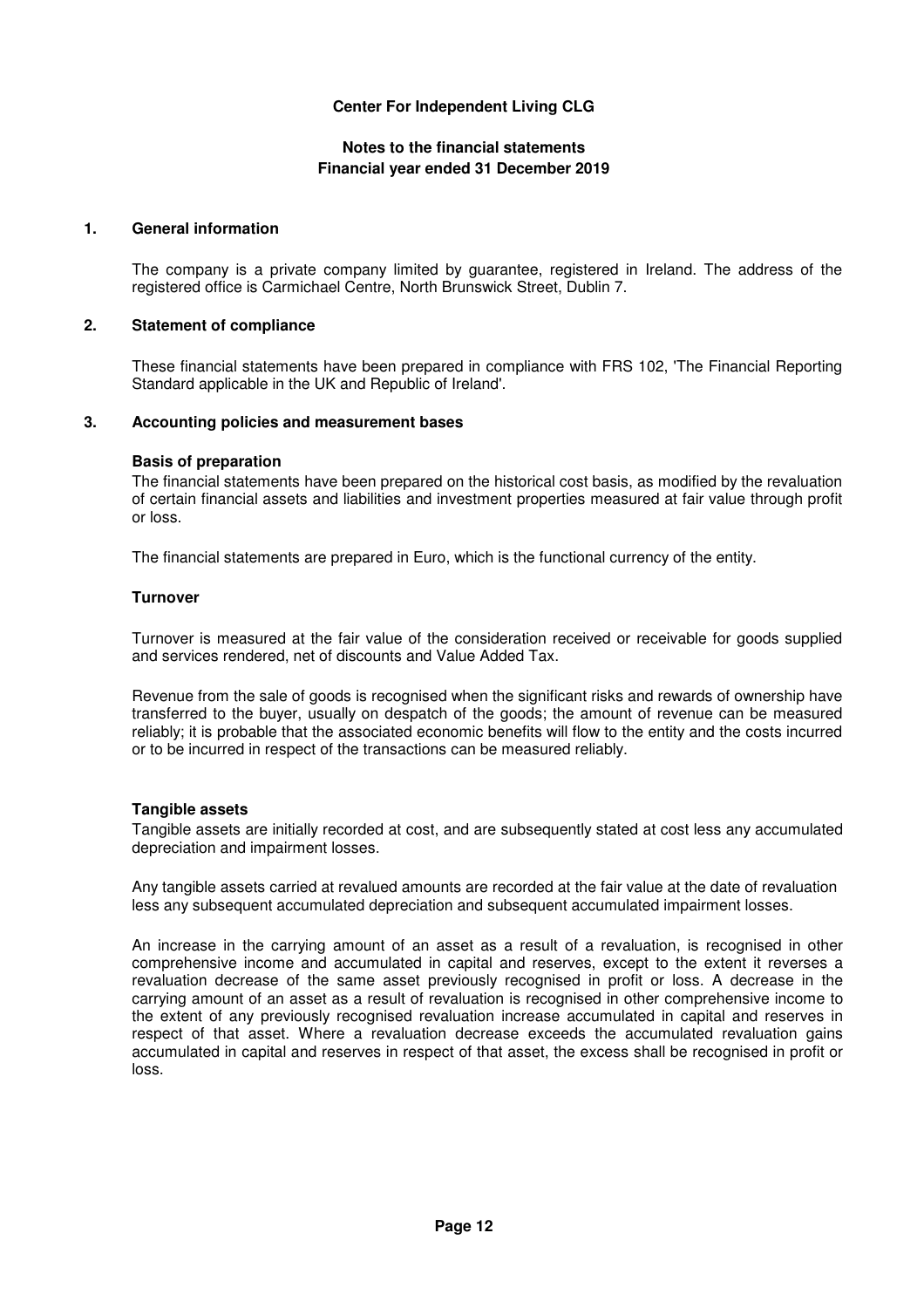**Center For Independent Living CLG**

**Notes to the financial statements**
**Financial year ended 31 December 2019**

## 1. General information

The company is a private company limited by guarantee, registered in Ireland. The address of the registered office is Carmichael Centre, North Brunswick Street, Dublin 7.

## 2. Statement of compliance

These financial statements have been prepared in compliance with FRS 102, 'The Financial Reporting Standard applicable in the UK and Republic of Ireland'.

## 3. Accounting policies and measurement bases

### Basis of preparation

The financial statements have been prepared on the historical cost basis, as modified by the revaluation of certain financial assets and liabilities and investment properties measured at fair value through profit or loss.

The financial statements are prepared in Euro, which is the functional currency of the entity.

### Turnover

Turnover is measured at the fair value of the consideration received or receivable for goods supplied and services rendered, net of discounts and Value Added Tax.

Revenue from the sale of goods is recognised when the significant risks and rewards of ownership have transferred to the buyer, usually on despatch of the goods; the amount of revenue can be measured reliably; it is probable that the associated economic benefits will flow to the entity and the costs incurred or to be incurred in respect of the transactions can be measured reliably.

### Tangible assets

Tangible assets are initially recorded at cost, and are subsequently stated at cost less any accumulated depreciation and impairment losses.

Any tangible assets carried at revalued amounts are recorded at the fair value at the date of revaluation less any subsequent accumulated depreciation and subsequent accumulated impairment losses.

An increase in the carrying amount of an asset as a result of a revaluation, is recognised in other comprehensive income and accumulated in capital and reserves, except to the extent it reverses a revaluation decrease of the same asset previously recognised in profit or loss. A decrease in the carrying amount of an asset as a result of revaluation is recognised in other comprehensive income to the extent of any previously recognised revaluation increase accumulated in capital and reserves in respect of that asset. Where a revaluation decrease exceeds the accumulated revaluation gains accumulated in capital and reserves in respect of that asset, the excess shall be recognised in profit or loss.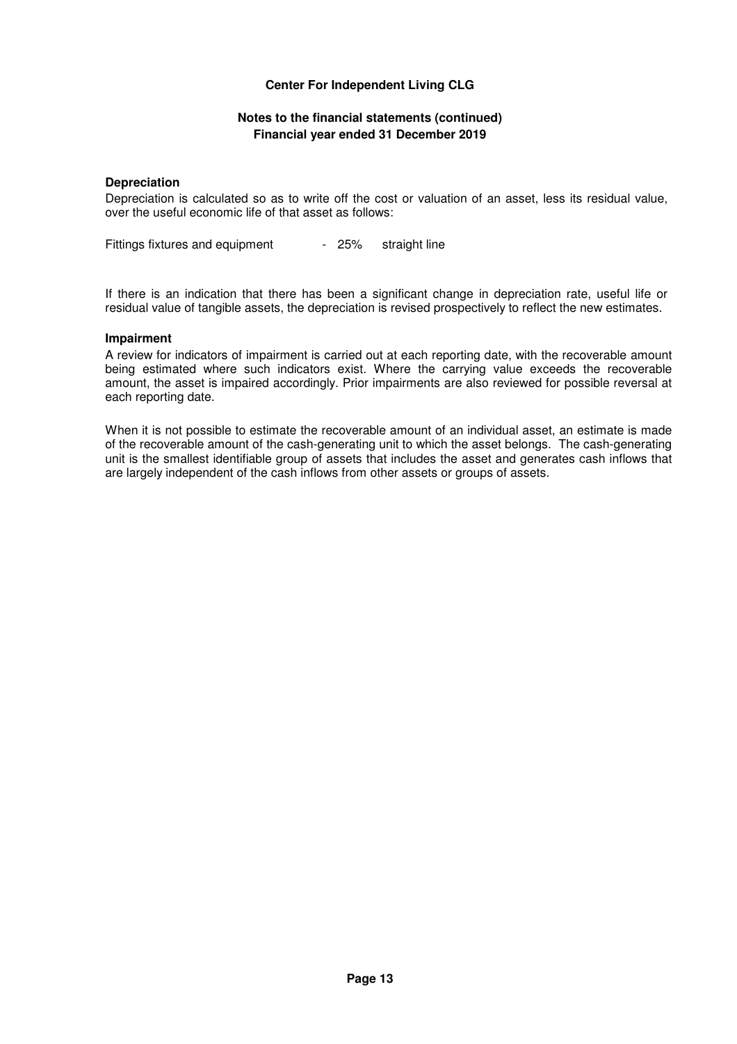### Depreciation

Depreciation is calculated so as to write off the cost or valuation of an asset, less its residual value, over the useful economic life of that asset as follows:

| | | |
|---|---|---|
| Fittings fixtures and equipment | - 25% | straight line |

If there is an indication that there has been a significant change in depreciation rate, useful life or residual value of tangible assets, the depreciation is revised prospectively to reflect the new estimates.

### Impairment

A review for indicators of impairment is carried out at each reporting date, with the recoverable amount being estimated where such indicators exist. Where the carrying value exceeds the recoverable amount, the asset is impaired accordingly. Prior impairments are also reviewed for possible reversal at each reporting date.

When it is not possible to estimate the recoverable amount of an individual asset, an estimate is made of the recoverable amount of the cash-generating unit to which the asset belongs. The cash-generating unit is the smallest identifiable group of assets that includes the asset and generates cash inflows that are largely independent of the cash inflows from other assets or groups of assets.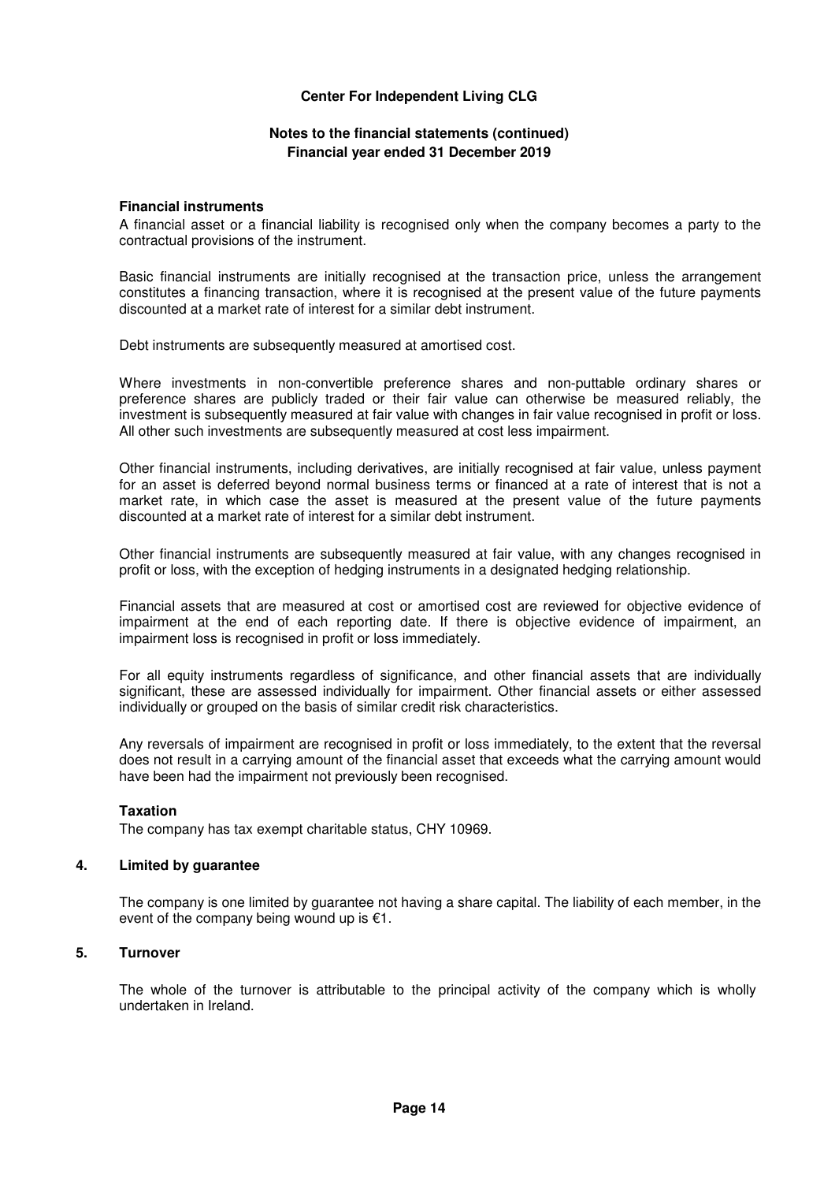**Center For Independent Living CLG**

**Notes to the financial statements (continued)**
**Financial year ended 31 December 2019**

**Financial instruments**

A financial asset or a financial liability is recognised only when the company becomes a party to the contractual provisions of the instrument.

Basic financial instruments are initially recognised at the transaction price, unless the arrangement constitutes a financing transaction, where it is recognised at the present value of the future payments discounted at a market rate of interest for a similar debt instrument.

Debt instruments are subsequently measured at amortised cost.

Where investments in non-convertible preference shares and non-puttable ordinary shares or preference shares are publicly traded or their fair value can otherwise be measured reliably, the investment is subsequently measured at fair value with changes in fair value recognised in profit or loss. All other such investments are subsequently measured at cost less impairment.

Other financial instruments, including derivatives, are initially recognised at fair value, unless payment for an asset is deferred beyond normal business terms or financed at a rate of interest that is not a market rate, in which case the asset is measured at the present value of the future payments discounted at a market rate of interest for a similar debt instrument.

Other financial instruments are subsequently measured at fair value, with any changes recognised in profit or loss, with the exception of hedging instruments in a designated hedging relationship.

Financial assets that are measured at cost or amortised cost are reviewed for objective evidence of impairment at the end of each reporting date. If there is objective evidence of impairment, an impairment loss is recognised in profit or loss immediately.

For all equity instruments regardless of significance, and other financial assets that are individually significant, these are assessed individually for impairment. Other financial assets or either assessed individually or grouped on the basis of similar credit risk characteristics.

Any reversals of impairment are recognised in profit or loss immediately, to the extent that the reversal does not result in a carrying amount of the financial asset that exceeds what the carrying amount would have been had the impairment not previously been recognised.

**Taxation**

The company has tax exempt charitable status, CHY 10969.

**4. Limited by guarantee**

The company is one limited by guarantee not having a share capital. The liability of each member, in the event of the company being wound up is €1.

**5. Turnover**

The whole of the turnover is attributable to the principal activity of the company which is wholly undertaken in Ireland.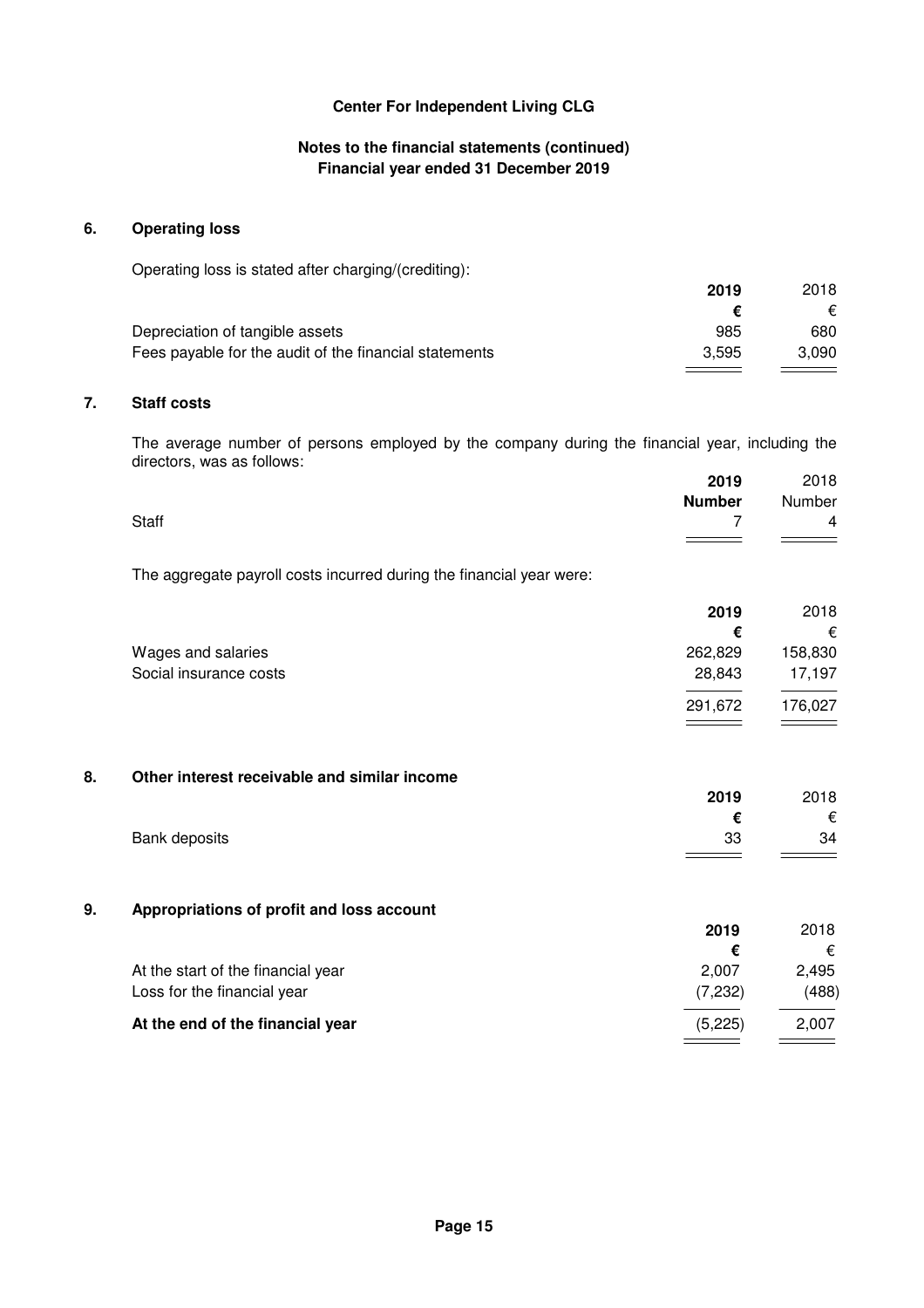**Center For Independent Living CLG**

**Notes to the financial statements (continued)**
**Financial year ended 31 December 2019**

## 6. Operating loss

Operating loss is stated after charging/(crediting):

| | **2019** | 2018 |
|---|---|---|
| | **€** | € |
| Depreciation of tangible assets | 985 | 680 |
| Fees payable for the audit of the financial statements | 3,595 | 3,090 |

## 7. Staff costs

The average number of persons employed by the company during the financial year, including the directors, was as follows:

| | **2019** | 2018 |
|---|---|---|
| | **Number** | Number |
| Staff | 7 | 4 |

The aggregate payroll costs incurred during the financial year were:

| | **2019** | 2018 |
|---|---|---|
| | **€** | € |
| Wages and salaries | 262,829 | 158,830 |
| Social insurance costs | 28,843 | 17,197 |
| | 291,672 | 176,027 |

## 8. Other interest receivable and similar income

| | **2019** | 2018 |
|---|---|---|
| | **€** | € |
| Bank deposits | 33 | 34 |

## 9. Appropriations of profit and loss account

| | **2019** | 2018 |
|---|---|---|
| | **€** | € |
| At the start of the financial year | 2,007 | 2,495 |
| Loss for the financial year | (7,232) | (488) |
| **At the end of the financial year** | (5,225) | 2,007 |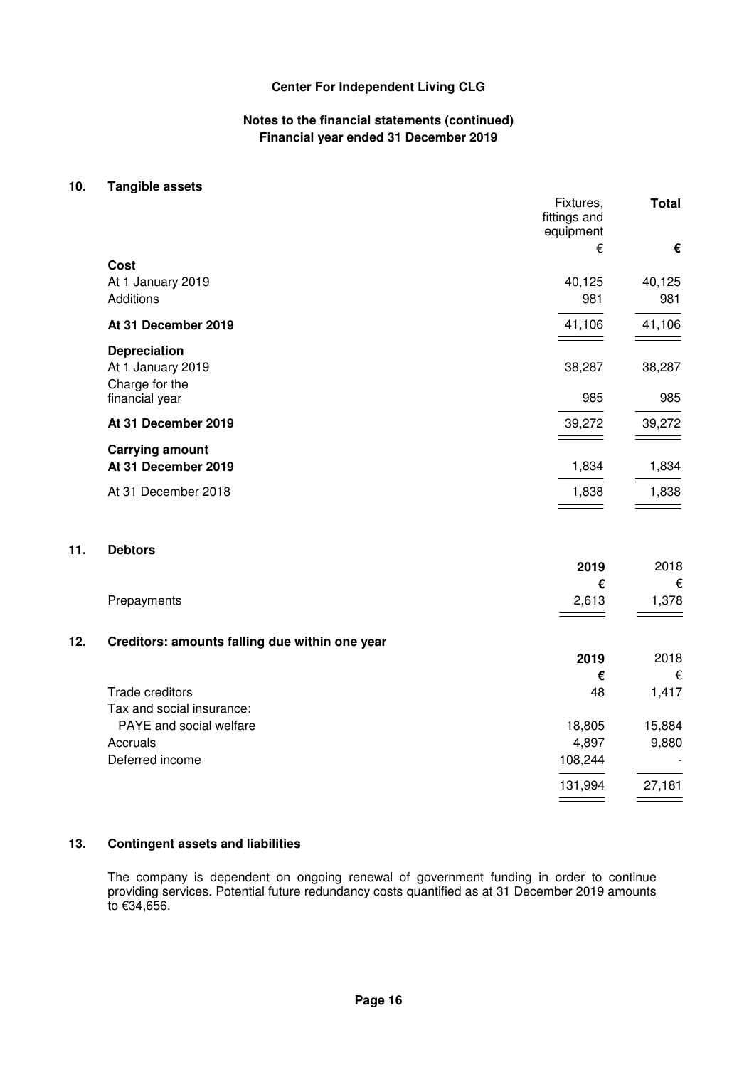**Center For Independent Living CLG**

**Notes to the financial statements (continued)**
**Financial year ended 31 December 2019**

## 10. Tangible assets

| | Fixtures, fittings and equipment | **Total** |
|---|---|---|
| | € | **€** |
| **Cost** | | |
| At 1 January 2019 | 40,125 | 40,125 |
| Additions | 981 | 981 |
| **At 31 December 2019** | 41,106 | 41,106 |
| **Depreciation** | | |
| At 1 January 2019 | 38,287 | 38,287 |
| Charge for the financial year | 985 | 985 |
| **At 31 December 2019** | 39,272 | 39,272 |
| **Carrying amount** | | |
| **At 31 December 2019** | 1,834 | 1,834 |
| At 31 December 2018 | 1,838 | 1,838 |

## 11. Debtors

| | **2019** | 2018 |
|---|---|---|
| | **€** | € |
| Prepayments | 2,613 | 1,378 |

## 12. Creditors: amounts falling due within one year

| | **2019** | 2018 |
|---|---|---|
| | **€** | € |
| Trade creditors | 48 | 1,417 |
| Tax and social insurance: | | |
| PAYE and social welfare | 18,805 | 15,884 |
| Accruals | 4,897 | 9,880 |
| Deferred income | 108,244 | - |
| | 131,994 | 27,181 |

## 13. Contingent assets and liabilities

The company is dependent on ongoing renewal of government funding in order to continue providing services. Potential future redundancy costs quantified as at 31 December 2019 amounts to €34,656.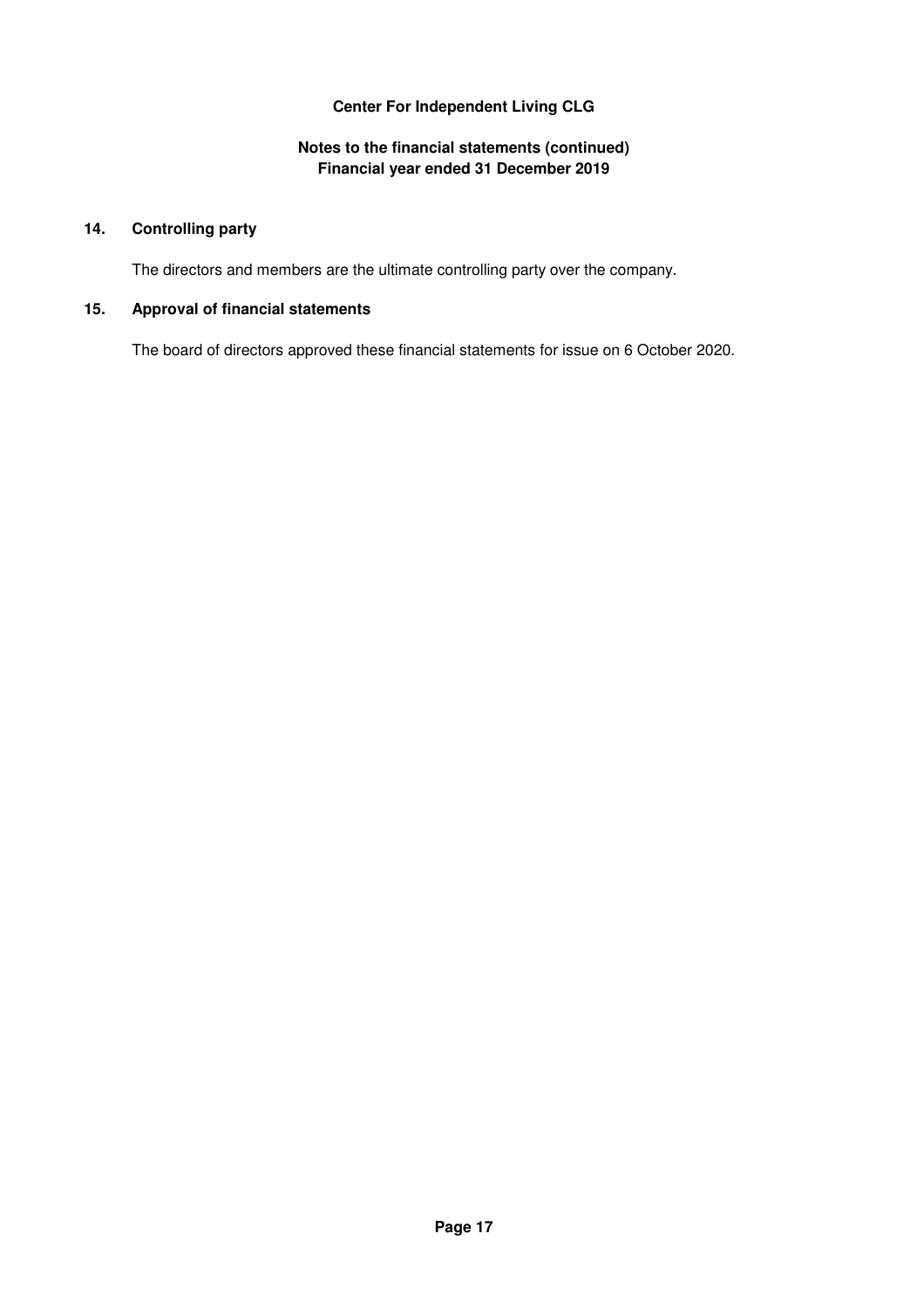**Center For Independent Living CLG**

**Notes to the financial statements (continued)**
**Financial year ended 31 December 2019**

### 14. Controlling party

The directors and members are the ultimate controlling party over the company.

### 15. Approval of financial statements

The board of directors approved these financial statements for issue on 6 October 2020.